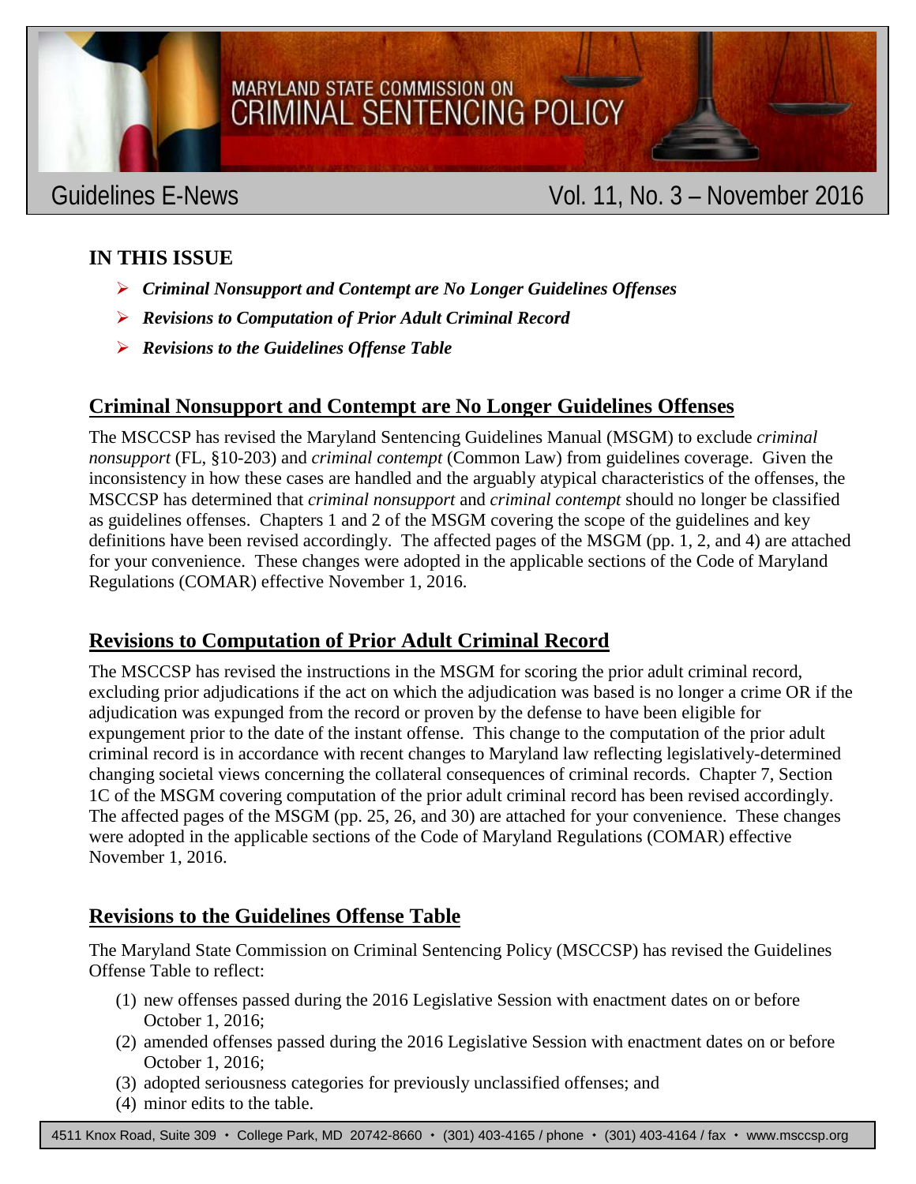# MARYLAND STATE COMMISSION ON CRIMINAL SENTENCING POLICY

Guidelines E-News — Vol. 11, No. 3 – November 2016

**IN THIS ISSUE**

- ***Criminal Nonsupport and Contempt are No Longer Guidelines Offenses***
- ***Revisions to Computation of Prior Adult Criminal Record***
- ***Revisions to the Guidelines Offense Table***

## Criminal Nonsupport and Contempt are No Longer Guidelines Offenses

The MSCCSP has revised the Maryland Sentencing Guidelines Manual (MSGM) to exclude *criminal nonsupport* (FL, §10-203) and *criminal contempt* (Common Law) from guidelines coverage. Given the inconsistency in how these cases are handled and the arguably atypical characteristics of the offenses, the MSCCSP has determined that *criminal nonsupport* and *criminal contempt* should no longer be classified as guidelines offenses. Chapters 1 and 2 of the MSGM covering the scope of the guidelines and key definitions have been revised accordingly. The affected pages of the MSGM (pp. 1, 2, and 4) are attached for your convenience. These changes were adopted in the applicable sections of the Code of Maryland Regulations (COMAR) effective November 1, 2016.

## Revisions to Computation of Prior Adult Criminal Record

The MSCCSP has revised the instructions in the MSGM for scoring the prior adult criminal record, excluding prior adjudications if the act on which the adjudication was based is no longer a crime OR if the adjudication was expunged from the record or proven by the defense to have been eligible for expungement prior to the date of the instant offense. This change to the computation of the prior adult criminal record is in accordance with recent changes to Maryland law reflecting legislatively-determined changing societal views concerning the collateral consequences of criminal records. Chapter 7, Section 1C of the MSGM covering computation of the prior adult criminal record has been revised accordingly. The affected pages of the MSGM (pp. 25, 26, and 30) are attached for your convenience. These changes were adopted in the applicable sections of the Code of Maryland Regulations (COMAR) effective November 1, 2016.

## Revisions to the Guidelines Offense Table

The Maryland State Commission on Criminal Sentencing Policy (MSCCSP) has revised the Guidelines Offense Table to reflect:

(1) new offenses passed during the 2016 Legislative Session with enactment dates on or before October 1, 2016;
(2) amended offenses passed during the 2016 Legislative Session with enactment dates on or before October 1, 2016;
(3) adopted seriousness categories for previously unclassified offenses; and
(4) minor edits to the table.

4511 Knox Road, Suite 309 • College Park, MD 20742-8660 • (301) 403-4165 / phone • (301) 403-4164 / fax • www.msccsp.org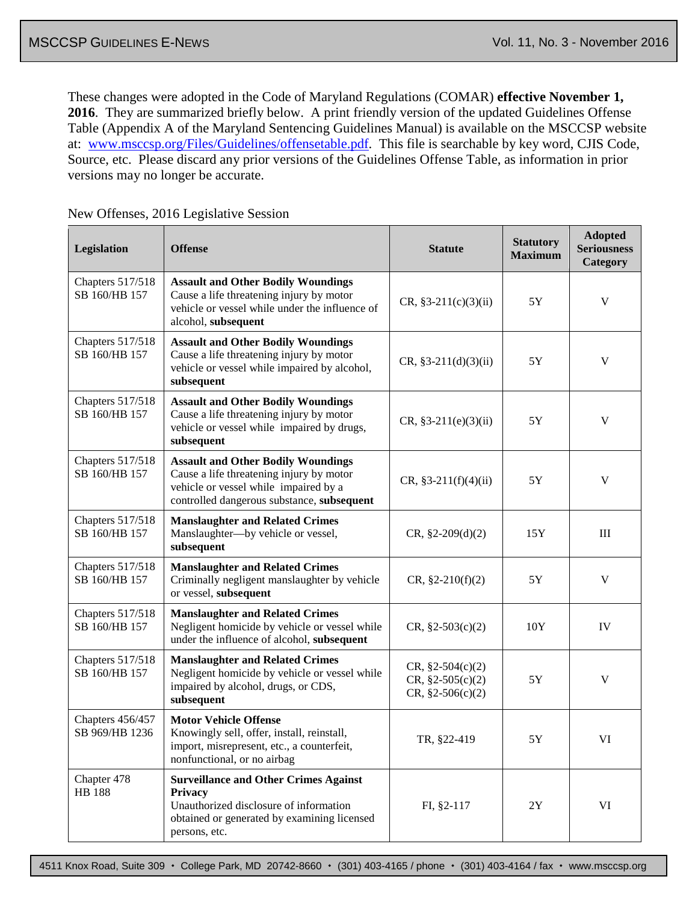These changes were adopted in the Code of Maryland Regulations (COMAR) **effective November 1, 2016**. They are summarized briefly below. A print friendly version of the updated Guidelines Offense Table (Appendix A of the Maryland Sentencing Guidelines Manual) is available on the MSCCSP website at: [www.msccsp.org/Files/Guidelines/offensetable.pdf](www.msccsp.org/Files/Guidelines/offensetable.pdf). This file is searchable by key word, CJIS Code, Source, etc. Please discard any prior versions of the Guidelines Offense Table, as information in prior versions may no longer be accurate.

New Offenses, 2016 Legislative Session

| Legislation | Offense | Statute | Statutory Maximum | Adopted Seriousness Category |
|---|---|---|---|---|
| Chapters 517/518 SB 160/HB 157 | **Assault and Other Bodily Woundings** Cause a life threatening injury by motor vehicle or vessel while under the influence of alcohol, **subsequent** | CR, §3-211(c)(3)(ii) | 5Y | V |
| Chapters 517/518 SB 160/HB 157 | **Assault and Other Bodily Woundings** Cause a life threatening injury by motor vehicle or vessel while impaired by alcohol, **subsequent** | CR, §3-211(d)(3)(ii) | 5Y | V |
| Chapters 517/518 SB 160/HB 157 | **Assault and Other Bodily Woundings** Cause a life threatening injury by motor vehicle or vessel while impaired by drugs, **subsequent** | CR, §3-211(e)(3)(ii) | 5Y | V |
| Chapters 517/518 SB 160/HB 157 | **Assault and Other Bodily Woundings** Cause a life threatening injury by motor vehicle or vessel while impaired by a controlled dangerous substance, **subsequent** | CR, §3-211(f)(4)(ii) | 5Y | V |
| Chapters 517/518 SB 160/HB 157 | **Manslaughter and Related Crimes** Manslaughter—by vehicle or vessel, **subsequent** | CR, §2-209(d)(2) | 15Y | III |
| Chapters 517/518 SB 160/HB 157 | **Manslaughter and Related Crimes** Criminally negligent manslaughter by vehicle or vessel, **subsequent** | CR, §2-210(f)(2) | 5Y | V |
| Chapters 517/518 SB 160/HB 157 | **Manslaughter and Related Crimes** Negligent homicide by vehicle or vessel while under the influence of alcohol, **subsequent** | CR, §2-503(c)(2) | 10Y | IV |
| Chapters 517/518 SB 160/HB 157 | **Manslaughter and Related Crimes** Negligent homicide by vehicle or vessel while impaired by alcohol, drugs, or CDS, **subsequent** | CR, §2-504(c)(2) CR, §2-505(c)(2) CR, §2-506(c)(2) | 5Y | V |
| Chapters 456/457 SB 969/HB 1236 | **Motor Vehicle Offense** Knowingly sell, offer, install, reinstall, import, misrepresent, etc., a counterfeit, nonfunctional, or no airbag | TR, §22-419 | 5Y | VI |
| Chapter 478 HB 188 | **Surveillance and Other Crimes Against Privacy** Unauthorized disclosure of information obtained or generated by examining licensed persons, etc. | FI, §2-117 | 2Y | VI |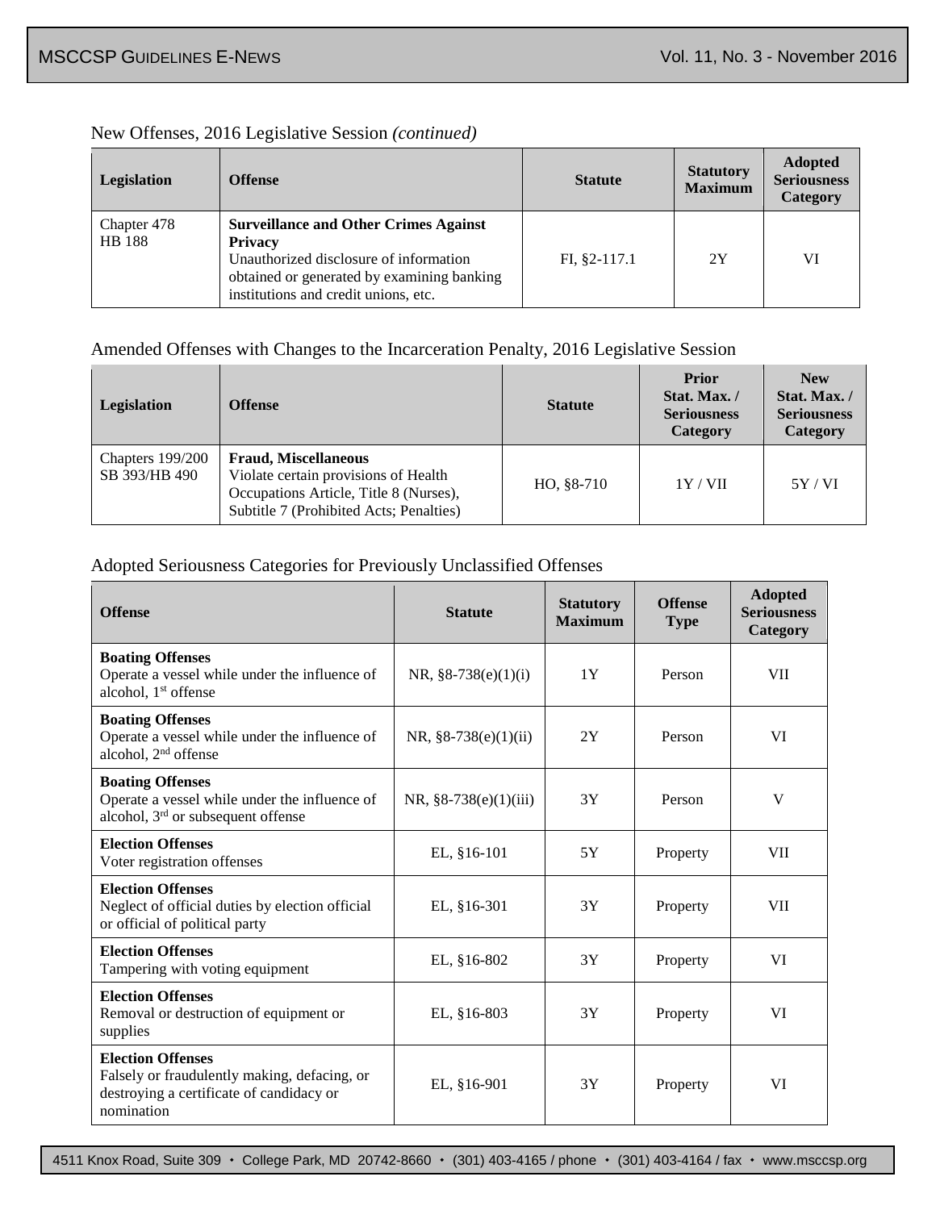### New Offenses, 2016 Legislative Session *(continued)*

| Legislation | Offense | Statute | Statutory Maximum | Adopted Seriousness Category |
|---|---|---|---|---|
| Chapter 478 HB 188 | **Surveillance and Other Crimes Against Privacy** Unauthorized disclosure of information obtained or generated by examining banking institutions and credit unions, etc. | FI, §2-117.1 | 2Y | VI |

### Amended Offenses with Changes to the Incarceration Penalty, 2016 Legislative Session

| Legislation | Offense | Statute | Prior Stat. Max. / Seriousness Category | New Stat. Max. / Seriousness Category |
|---|---|---|---|---|
| Chapters 199/200 SB 393/HB 490 | **Fraud, Miscellaneous** Violate certain provisions of Health Occupations Article, Title 8 (Nurses), Subtitle 7 (Prohibited Acts; Penalties) | HO, §8-710 | 1Y / VII | 5Y / VI |

### Adopted Seriousness Categories for Previously Unclassified Offenses

| Offense | Statute | Statutory Maximum | Offense Type | Adopted Seriousness Category |
|---|---|---|---|---|
| **Boating Offenses** Operate a vessel while under the influence of alcohol, 1st offense | NR, §8-738(e)(1)(i) | 1Y | Person | VII |
| **Boating Offenses** Operate a vessel while under the influence of alcohol, 2nd offense | NR, §8-738(e)(1)(ii) | 2Y | Person | VI |
| **Boating Offenses** Operate a vessel while under the influence of alcohol, 3rd or subsequent offense | NR, §8-738(e)(1)(iii) | 3Y | Person | V |
| **Election Offenses** Voter registration offenses | EL, §16-101 | 5Y | Property | VII |
| **Election Offenses** Neglect of official duties by election official or official of political party | EL, §16-301 | 3Y | Property | VII |
| **Election Offenses** Tampering with voting equipment | EL, §16-802 | 3Y | Property | VI |
| **Election Offenses** Removal or destruction of equipment or supplies | EL, §16-803 | 3Y | Property | VI |
| **Election Offenses** Falsely or fraudulently making, defacing, or destroying a certificate of candidacy or nomination | EL, §16-901 | 3Y | Property | VI |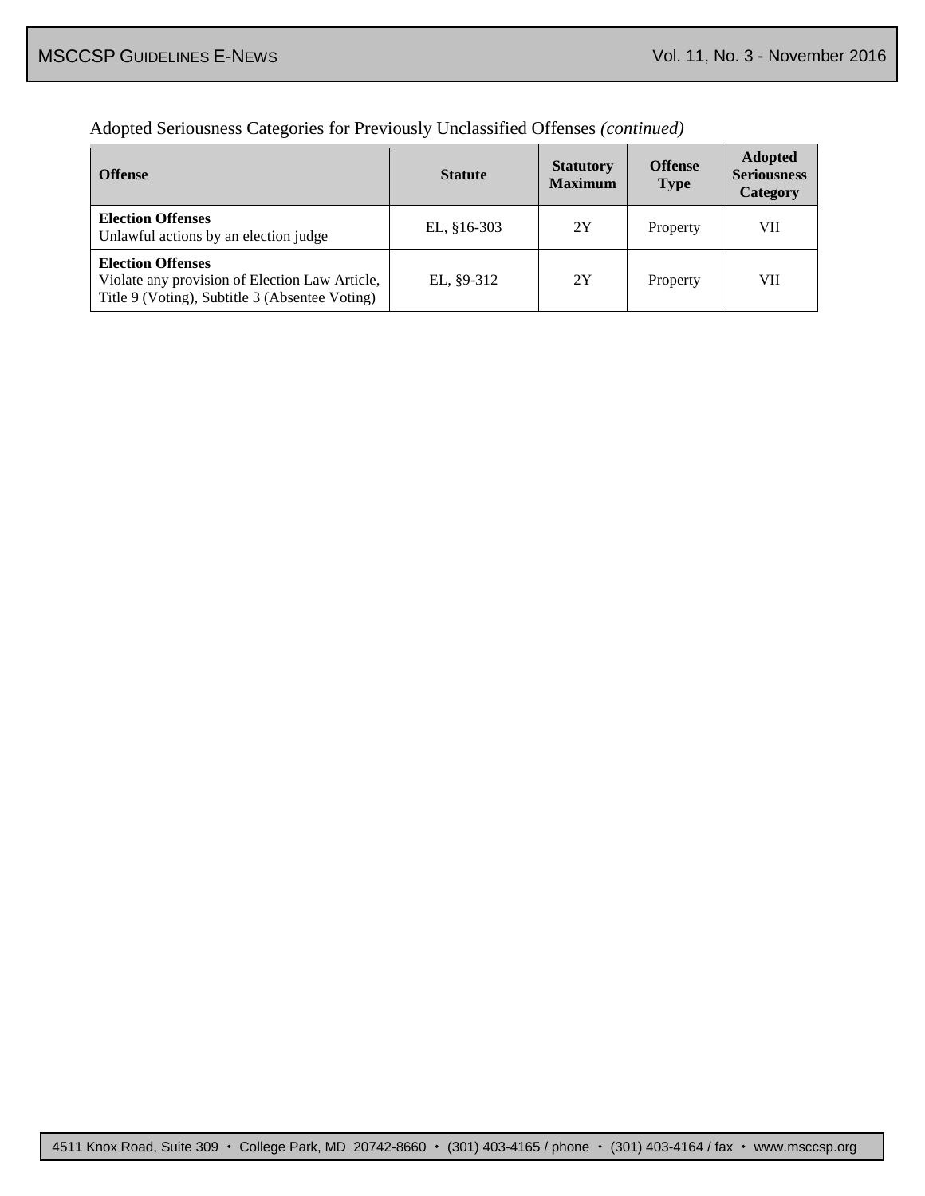Adopted Seriousness Categories for Previously Unclassified Offenses *(continued)*

| Offense | Statute | Statutory Maximum | Offense Type | Adopted Seriousness Category |
|---|---|---|---|---|
| **Election Offenses**<br>Unlawful actions by an election judge | EL, §16-303 | 2Y | Property | VII |
| **Election Offenses**<br>Violate any provision of Election Law Article, Title 9 (Voting), Subtitle 3 (Absentee Voting) | EL, §9-312 | 2Y | Property | VII |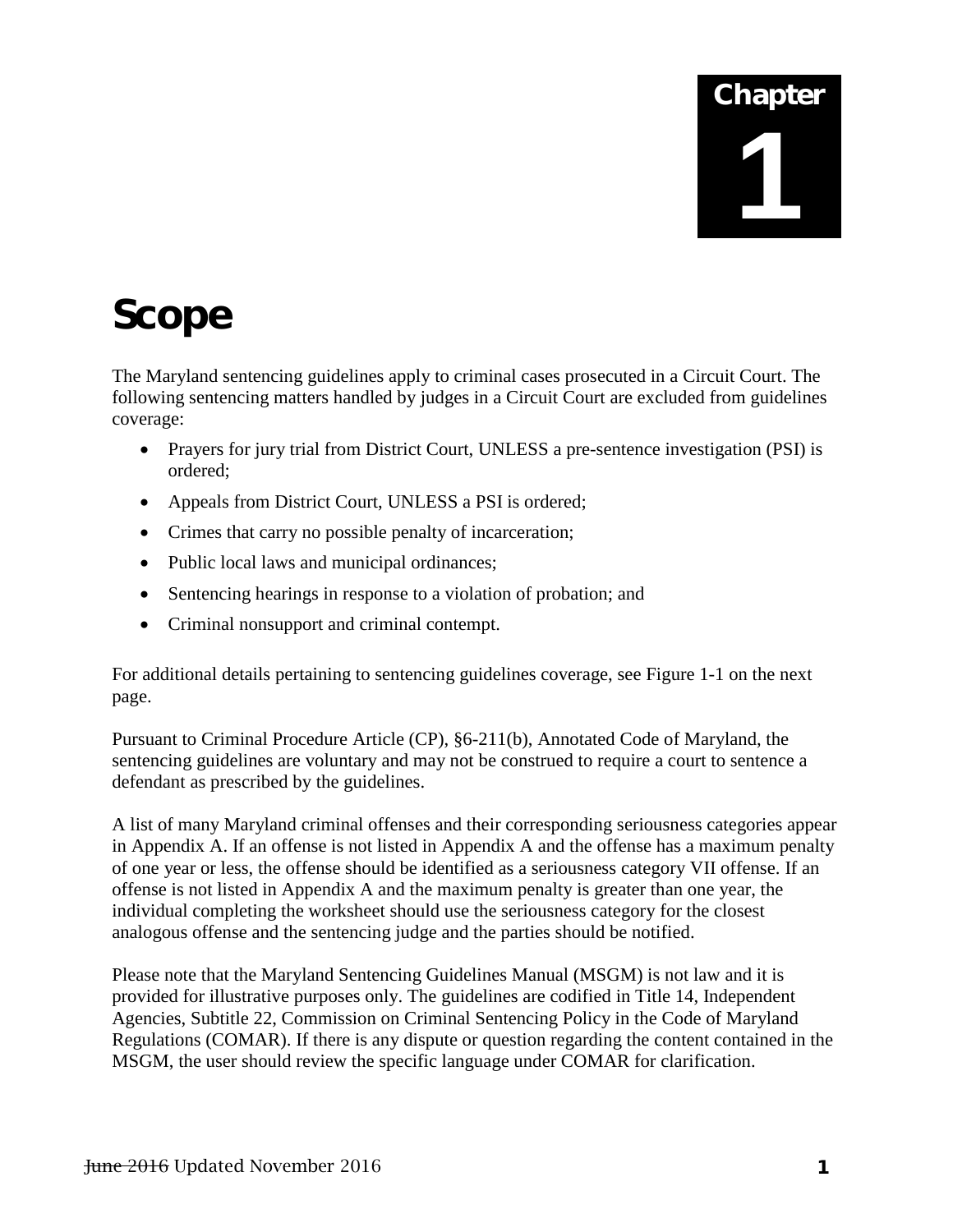# Chapter 1

# Scope

The Maryland sentencing guidelines apply to criminal cases prosecuted in a Circuit Court. The following sentencing matters handled by judges in a Circuit Court are excluded from guidelines coverage:

- Prayers for jury trial from District Court, UNLESS a pre-sentence investigation (PSI) is ordered;
- Appeals from District Court, UNLESS a PSI is ordered;
- Crimes that carry no possible penalty of incarceration;
- Public local laws and municipal ordinances;
- Sentencing hearings in response to a violation of probation; and
- Criminal nonsupport and criminal contempt.

For additional details pertaining to sentencing guidelines coverage, see Figure 1-1 on the next page.

Pursuant to Criminal Procedure Article (CP), §6-211(b), Annotated Code of Maryland, the sentencing guidelines are voluntary and may not be construed to require a court to sentence a defendant as prescribed by the guidelines.

A list of many Maryland criminal offenses and their corresponding seriousness categories appear in Appendix A. If an offense is not listed in Appendix A and the offense has a maximum penalty of one year or less, the offense should be identified as a seriousness category VII offense. If an offense is not listed in Appendix A and the maximum penalty is greater than one year, the individual completing the worksheet should use the seriousness category for the closest analogous offense and the sentencing judge and the parties should be notified.

Please note that the Maryland Sentencing Guidelines Manual (MSGM) is not law and it is provided for illustrative purposes only. The guidelines are codified in Title 14, Independent Agencies, Subtitle 22, Commission on Criminal Sentencing Policy in the Code of Maryland Regulations (COMAR). If there is any dispute or question regarding the content contained in the MSGM, the user should review the specific language under COMAR for clarification.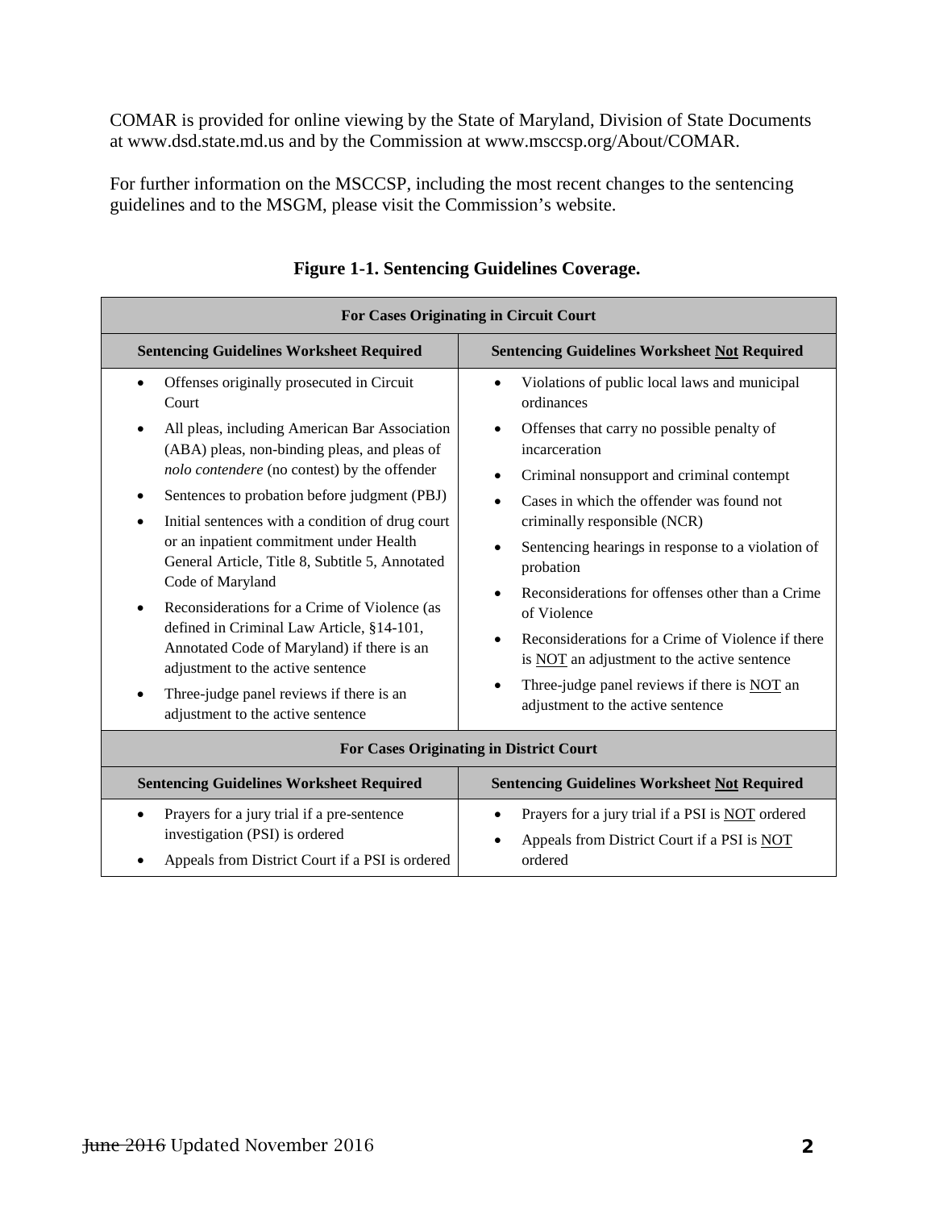COMAR is provided for online viewing by the State of Maryland, Division of State Documents at www.dsd.state.md.us and by the Commission at www.msccsp.org/About/COMAR.

For further information on the MSCCSP, including the most recent changes to the sentencing guidelines and to the MSGM, please visit the Commission's website.

**Figure 1-1. Sentencing Guidelines Coverage.**

| **For Cases Originating in Circuit Court** | |
|---|---|
| **Sentencing Guidelines Worksheet Required** | **Sentencing Guidelines Worksheet Not Required** |
| • Offenses originally prosecuted in Circuit Court<br>• All pleas, including American Bar Association (ABA) pleas, non-binding pleas, and pleas of *nolo contendere* (no contest) by the offender<br>• Sentences to probation before judgment (PBJ)<br>• Initial sentences with a condition of drug court or an inpatient commitment under Health General Article, Title 8, Subtitle 5, Annotated Code of Maryland<br>• Reconsiderations for a Crime of Violence (as defined in Criminal Law Article, §14-101, Annotated Code of Maryland) if there is an adjustment to the active sentence<br>• Three-judge panel reviews if there is an adjustment to the active sentence | • Violations of public local laws and municipal ordinances<br>• Offenses that carry no possible penalty of incarceration<br>• Criminal nonsupport and criminal contempt<br>• Cases in which the offender was found not criminally responsible (NCR)<br>• Sentencing hearings in response to a violation of probation<br>• Reconsiderations for offenses other than a Crime of Violence<br>• Reconsiderations for a Crime of Violence if there is NOT an adjustment to the active sentence<br>• Three-judge panel reviews if there is NOT an adjustment to the active sentence |
| **For Cases Originating in District Court** | |
| **Sentencing Guidelines Worksheet Required** | **Sentencing Guidelines Worksheet Not Required** |
| • Prayers for a jury trial if a pre-sentence investigation (PSI) is ordered<br>• Appeals from District Court if a PSI is ordered | • Prayers for a jury trial if a PSI is NOT ordered<br>• Appeals from District Court if a PSI is NOT ordered |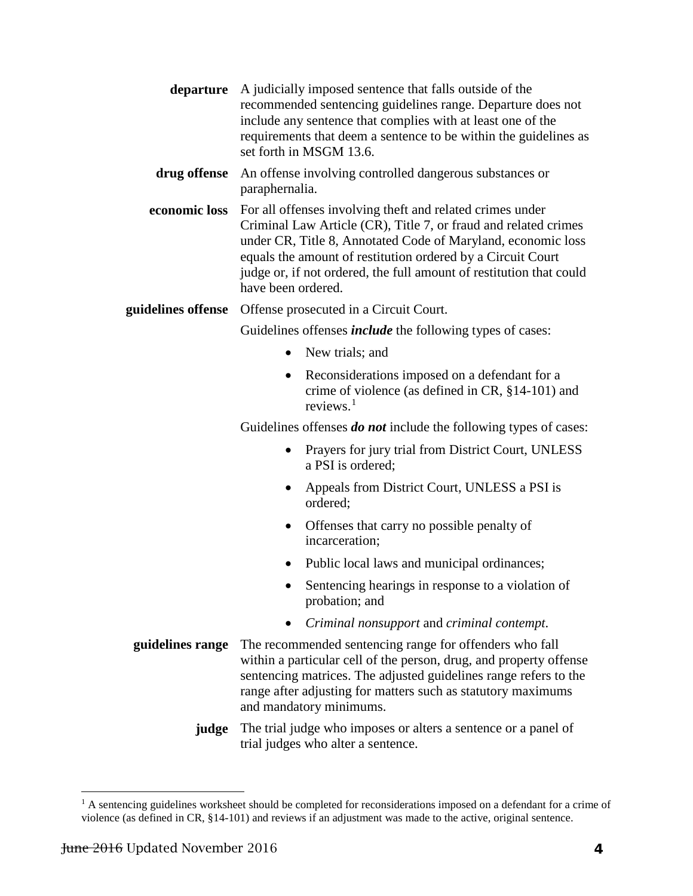**departure** A judicially imposed sentence that falls outside of the recommended sentencing guidelines range. Departure does not include any sentence that complies with at least one of the requirements that deem a sentence to be within the guidelines as set forth in MSGM 13.6.

**drug offense** An offense involving controlled dangerous substances or paraphernalia.

**economic loss** For all offenses involving theft and related crimes under Criminal Law Article (CR), Title 7, or fraud and related crimes under CR, Title 8, Annotated Code of Maryland, economic loss equals the amount of restitution ordered by a Circuit Court judge or, if not ordered, the full amount of restitution that could have been ordered.

**guidelines offense** Offense prosecuted in a Circuit Court.

Guidelines offenses ***include*** the following types of cases:

- New trials; and
- Reconsiderations imposed on a defendant for a crime of violence (as defined in CR, §14-101) and reviews.[1]

Guidelines offenses ***do not*** include the following types of cases:

- Prayers for jury trial from District Court, UNLESS a PSI is ordered;
- Appeals from District Court, UNLESS a PSI is ordered;
- Offenses that carry no possible penalty of incarceration;
- Public local laws and municipal ordinances;
- Sentencing hearings in response to a violation of probation; and
- *Criminal nonsupport* and *criminal contempt*.

**guidelines range** The recommended sentencing range for offenders who fall within a particular cell of the person, drug, and property offense sentencing matrices. The adjusted guidelines range refers to the range after adjusting for matters such as statutory maximums and mandatory minimums.

**judge** The trial judge who imposes or alters a sentence or a panel of trial judges who alter a sentence.

[1] A sentencing guidelines worksheet should be completed for reconsiderations imposed on a defendant for a crime of violence (as defined in CR, §14-101) and reviews if an adjustment was made to the active, original sentence.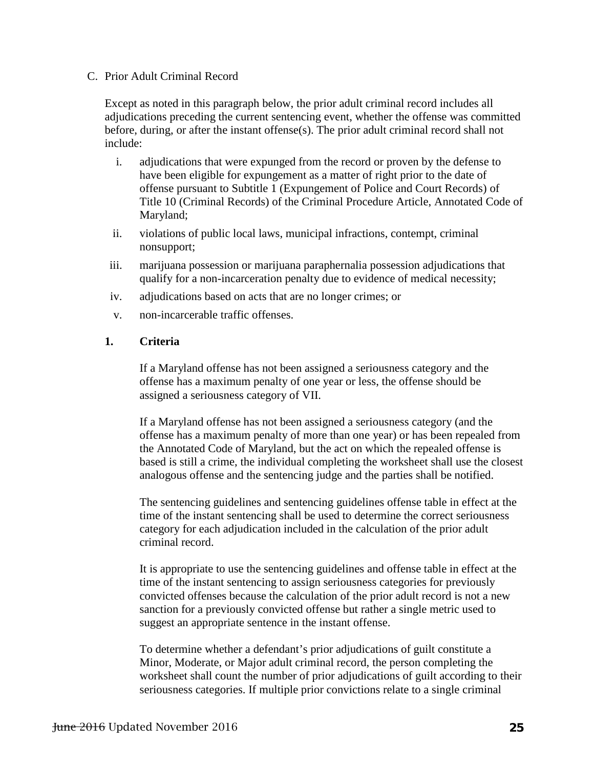C. Prior Adult Criminal Record

Except as noted in this paragraph below, the prior adult criminal record includes all adjudications preceding the current sentencing event, whether the offense was committed before, during, or after the instant offense(s). The prior adult criminal record shall not include:

i. adjudications that were expunged from the record or proven by the defense to have been eligible for expungement as a matter of right prior to the date of offense pursuant to Subtitle 1 (Expungement of Police and Court Records) of Title 10 (Criminal Records) of the Criminal Procedure Article, Annotated Code of Maryland;

ii. violations of public local laws, municipal infractions, contempt, criminal nonsupport;

iii. marijuana possession or marijuana paraphernalia possession adjudications that qualify for a non-incarceration penalty due to evidence of medical necessity;

iv. adjudications based on acts that are no longer crimes; or

v. non-incarcerable traffic offenses.

**1. Criteria**

If a Maryland offense has not been assigned a seriousness category and the offense has a maximum penalty of one year or less, the offense should be assigned a seriousness category of VII.

If a Maryland offense has not been assigned a seriousness category (and the offense has a maximum penalty of more than one year) or has been repealed from the Annotated Code of Maryland, but the act on which the repealed offense is based is still a crime, the individual completing the worksheet shall use the closest analogous offense and the sentencing judge and the parties shall be notified.

The sentencing guidelines and sentencing guidelines offense table in effect at the time of the instant sentencing shall be used to determine the correct seriousness category for each adjudication included in the calculation of the prior adult criminal record.

It is appropriate to use the sentencing guidelines and offense table in effect at the time of the instant sentencing to assign seriousness categories for previously convicted offenses because the calculation of the prior adult record is not a new sanction for a previously convicted offense but rather a single metric used to suggest an appropriate sentence in the instant offense.

To determine whether a defendant's prior adjudications of guilt constitute a Minor, Moderate, or Major adult criminal record, the person completing the worksheet shall count the number of prior adjudications of guilt according to their seriousness categories. If multiple prior convictions relate to a single criminal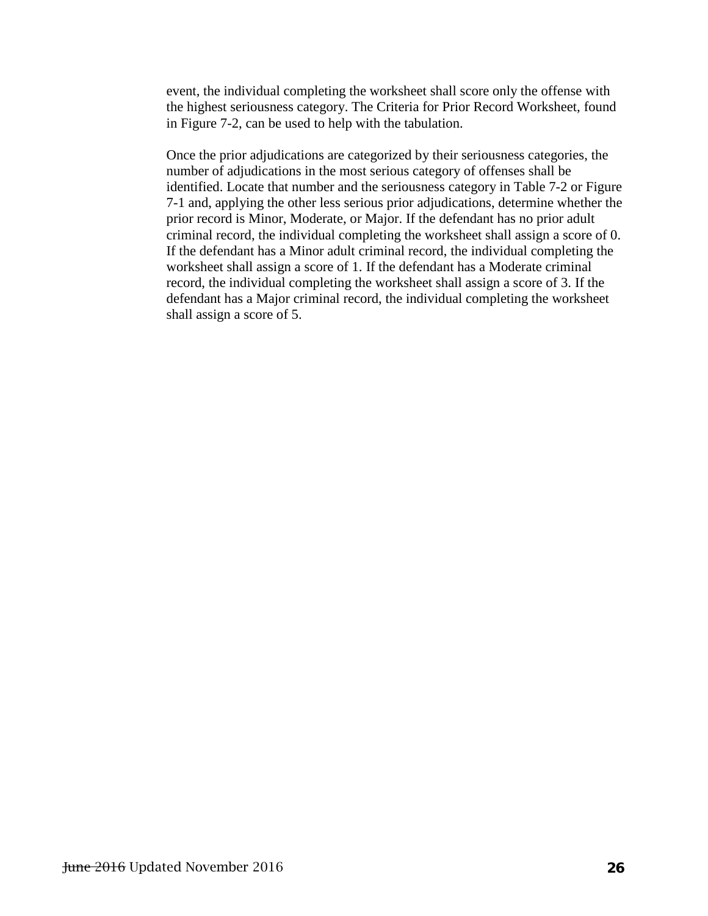event, the individual completing the worksheet shall score only the offense with the highest seriousness category. The Criteria for Prior Record Worksheet, found in Figure 7-2, can be used to help with the tabulation.

Once the prior adjudications are categorized by their seriousness categories, the number of adjudications in the most serious category of offenses shall be identified. Locate that number and the seriousness category in Table 7-2 or Figure 7-1 and, applying the other less serious prior adjudications, determine whether the prior record is Minor, Moderate, or Major. If the defendant has no prior adult criminal record, the individual completing the worksheet shall assign a score of 0. If the defendant has a Minor adult criminal record, the individual completing the worksheet shall assign a score of 1. If the defendant has a Moderate criminal record, the individual completing the worksheet shall assign a score of 3. If the defendant has a Major criminal record, the individual completing the worksheet shall assign a score of 5.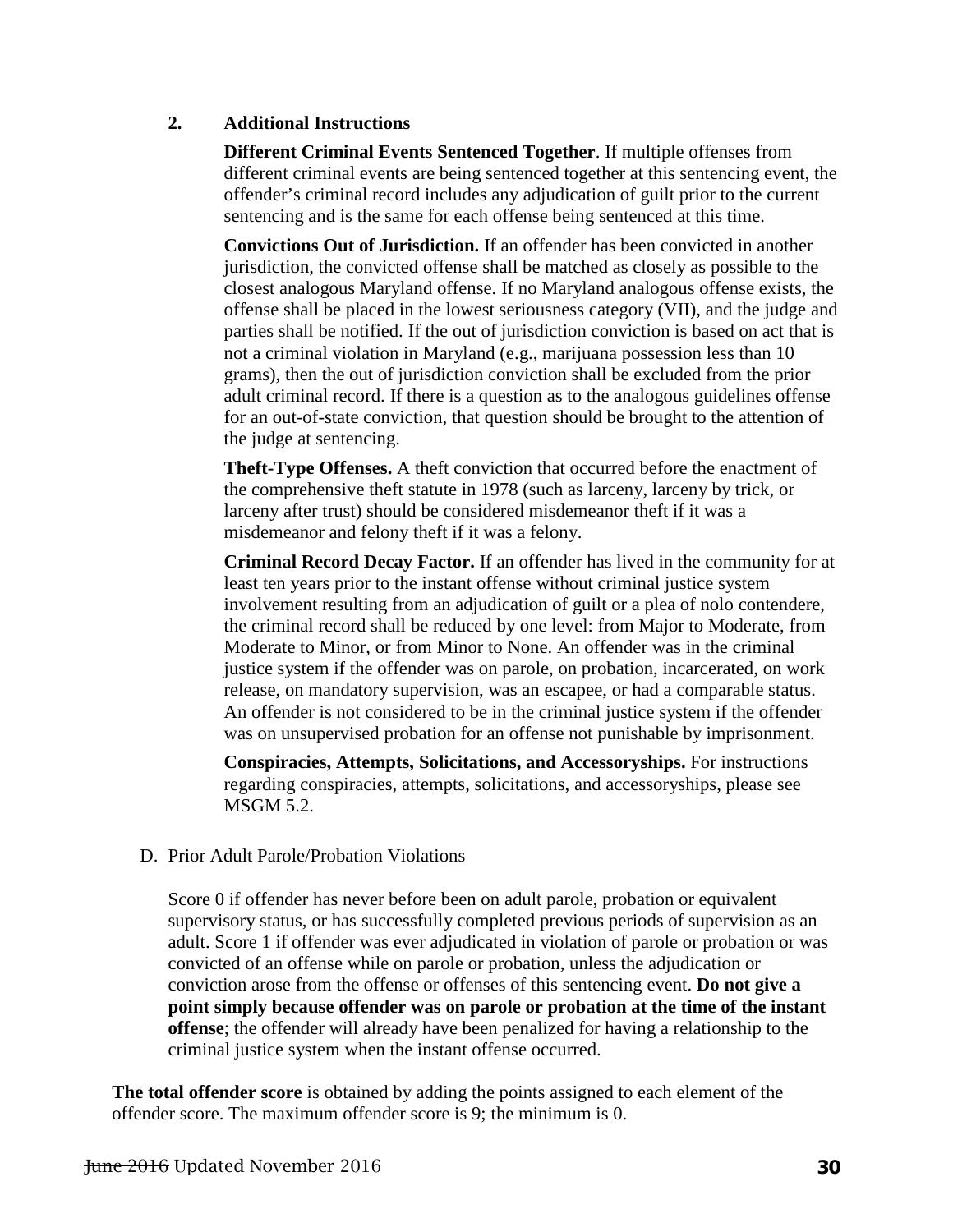### 2. Additional Instructions

**Different Criminal Events Sentenced Together**. If multiple offenses from different criminal events are being sentenced together at this sentencing event, the offender's criminal record includes any adjudication of guilt prior to the current sentencing and is the same for each offense being sentenced at this time.

**Convictions Out of Jurisdiction.** If an offender has been convicted in another jurisdiction, the convicted offense shall be matched as closely as possible to the closest analogous Maryland offense. If no Maryland analogous offense exists, the offense shall be placed in the lowest seriousness category (VII), and the judge and parties shall be notified. If the out of jurisdiction conviction is based on act that is not a criminal violation in Maryland (e.g., marijuana possession less than 10 grams), then the out of jurisdiction conviction shall be excluded from the prior adult criminal record. If there is a question as to the analogous guidelines offense for an out-of-state conviction, that question should be brought to the attention of the judge at sentencing.

**Theft-Type Offenses.** A theft conviction that occurred before the enactment of the comprehensive theft statute in 1978 (such as larceny, larceny by trick, or larceny after trust) should be considered misdemeanor theft if it was a misdemeanor and felony theft if it was a felony.

**Criminal Record Decay Factor.** If an offender has lived in the community for at least ten years prior to the instant offense without criminal justice system involvement resulting from an adjudication of guilt or a plea of nolo contendere, the criminal record shall be reduced by one level: from Major to Moderate, from Moderate to Minor, or from Minor to None. An offender was in the criminal justice system if the offender was on parole, on probation, incarcerated, on work release, on mandatory supervision, was an escapee, or had a comparable status. An offender is not considered to be in the criminal justice system if the offender was on unsupervised probation for an offense not punishable by imprisonment.

**Conspiracies, Attempts, Solicitations, and Accessoryships.** For instructions regarding conspiracies, attempts, solicitations, and accessoryships, please see MSGM 5.2.

D. Prior Adult Parole/Probation Violations

Score 0 if offender has never before been on adult parole, probation or equivalent supervisory status, or has successfully completed previous periods of supervision as an adult. Score 1 if offender was ever adjudicated in violation of parole or probation or was convicted of an offense while on parole or probation, unless the adjudication or conviction arose from the offense or offenses of this sentencing event. **Do not give a point simply because offender was on parole or probation at the time of the instant offense**; the offender will already have been penalized for having a relationship to the criminal justice system when the instant offense occurred.

**The total offender score** is obtained by adding the points assigned to each element of the offender score. The maximum offender score is 9; the minimum is 0.